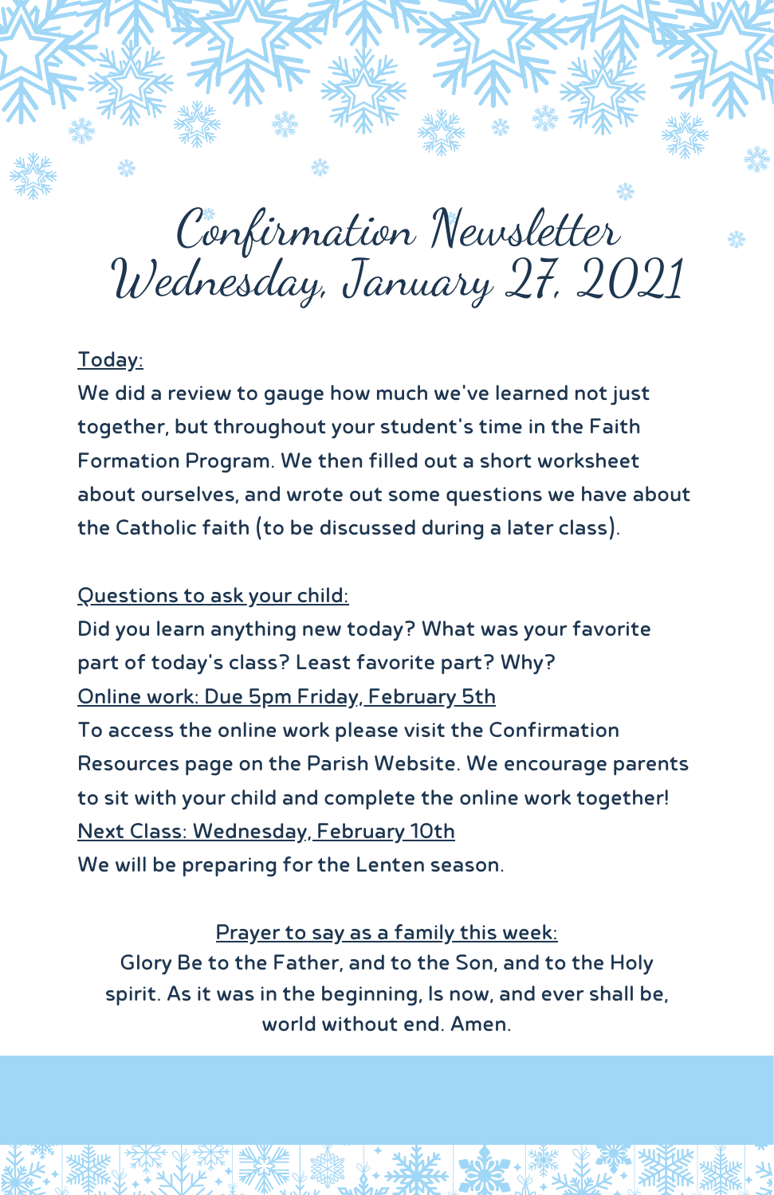# Confirmation Newsletter
# Wednesday, January 27, 2021

**Today:**

We did a review to gauge how much we've learned not just together, but throughout your student's time in the Faith Formation Program. We then filled out a short worksheet about ourselves, and wrote out some questions we have about the Catholic faith (to be discussed during a later class).

**Questions to ask your child:**

Did you learn anything new today? What was your favorite part of today's class? Least favorite part? Why?

**Online work: Due 5pm Friday, February 5th**

To access the online work please visit the Confirmation Resources page on the Parish Website. We encourage parents to sit with your child and complete the online work together!

**Next Class: Wednesday, February 10th**

We will be preparing for the Lenten season.

**Prayer to say as a family this week:**

Glory Be to the Father, and to the Son, and to the Holy spirit. As it was in the beginning, Is now, and ever shall be, world without end. Amen.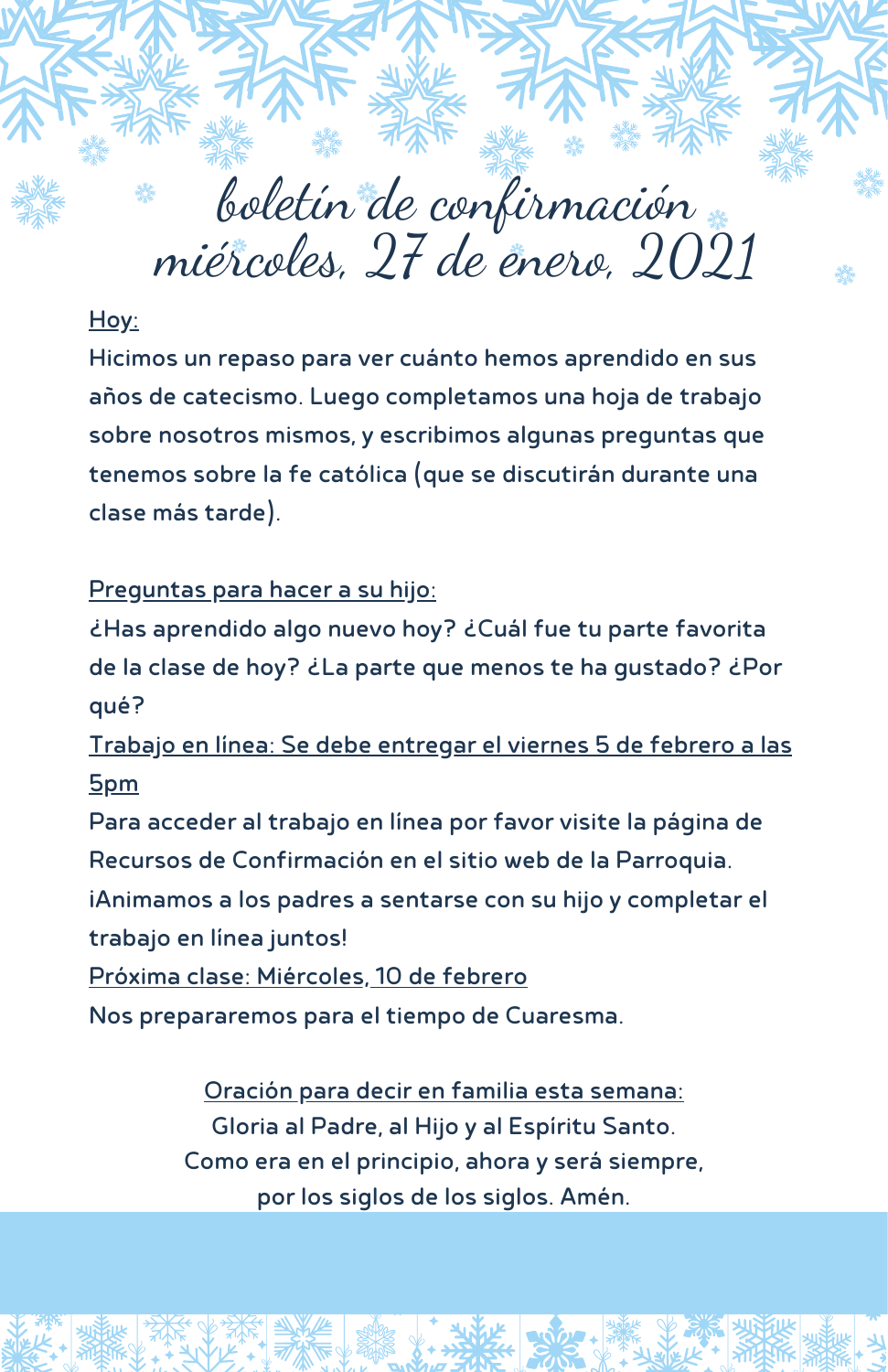# boletín de confirmación
# miércoles, 27 de enero, 2021

**Hoy:**

**Hicimos un repaso para ver cuánto hemos aprendido en sus años de catecismo. Luego completamos una hoja de trabajo sobre nosotros mismos, y escribimos algunas preguntas que tenemos sobre la fe católica (que se discutirán durante una clase más tarde).**

**Preguntas para hacer a su hijo:**

**¿Has aprendido algo nuevo hoy? ¿Cuál fue tu parte favorita de la clase de hoy? ¿La parte que menos te ha gustado? ¿Por qué?**

**Trabajo en línea: Se debe entregar el viernes 5 de febrero a las 5pm**

**Para acceder al trabajo en línea por favor visite la página de Recursos de Confirmación en el sitio web de la Parroquia. ¡Animamos a los padres a sentarse con su hijo y completar el trabajo en línea juntos!**

**Próxima clase: Miércoles, 10 de febrero**

**Nos prepararemos para el tiempo de Cuaresma.**

**Oración para decir en familia esta semana:**

**Gloria al Padre, al Hijo y al Espíritu Santo.**
**Como era en el principio, ahora y será siempre,**
**por los siglos de los siglos. Amén.**